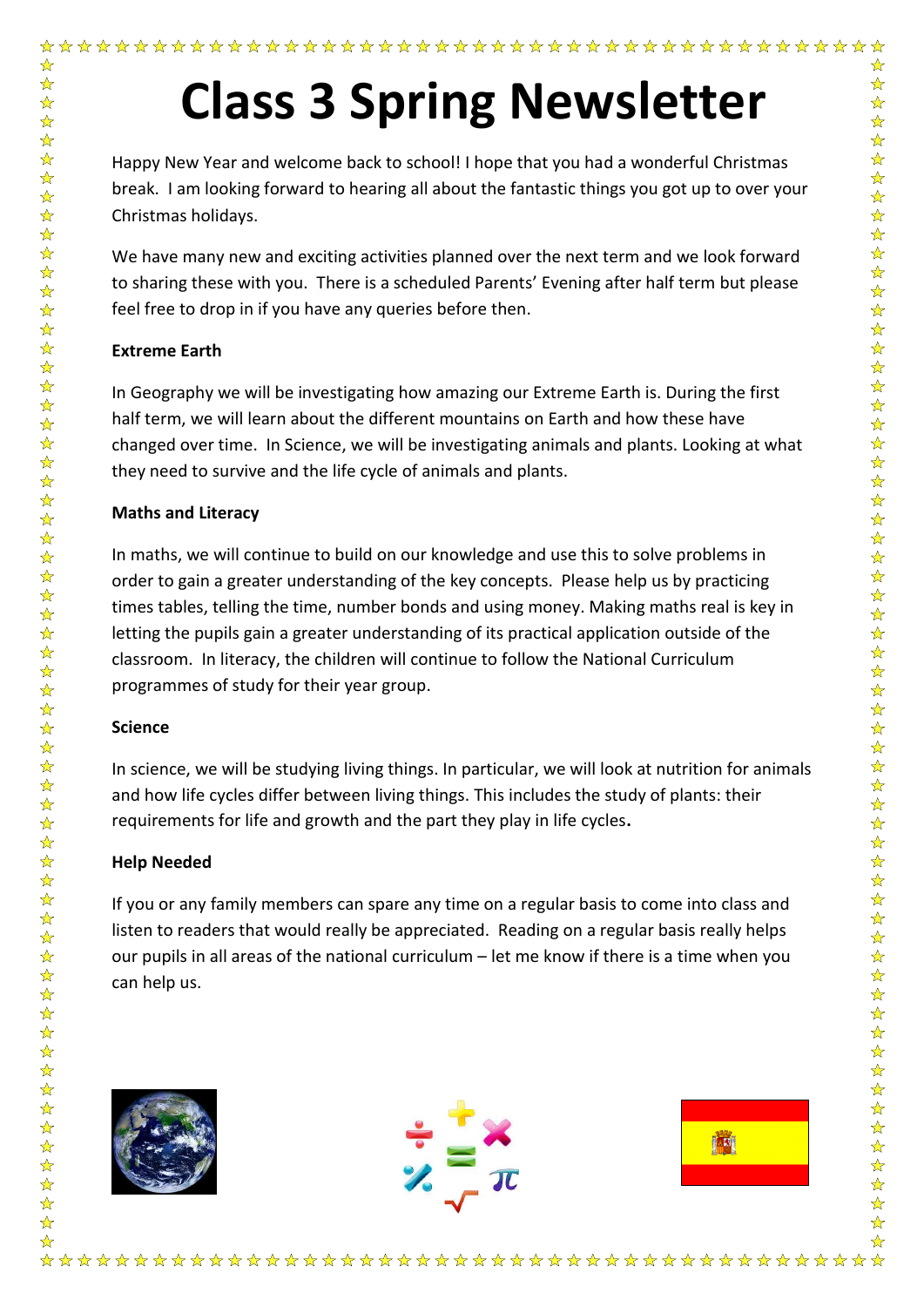# Class 3 Spring Newsletter

Happy New Year and welcome back to school! I hope that you had a wonderful Christmas break. I am looking forward to hearing all about the fantastic things you got up to over your Christmas holidays.

We have many new and exciting activities planned over the next term and we look forward to sharing these with you. There is a scheduled Parents' Evening after half term but please feel free to drop in if you have any queries before then.

**Extreme Earth**

In Geography we will be investigating how amazing our Extreme Earth is. During the first half term, we will learn about the different mountains on Earth and how these have changed over time. In Science, we will be investigating animals and plants. Looking at what they need to survive and the life cycle of animals and plants.

**Maths and Literacy**

In maths, we will continue to build on our knowledge and use this to solve problems in order to gain a greater understanding of the key concepts. Please help us by practicing times tables, telling the time, number bonds and using money. Making maths real is key in letting the pupils gain a greater understanding of its practical application outside of the classroom. In literacy, the children will continue to follow the National Curriculum programmes of study for their year group.

**Science**

In science, we will be studying living things. In particular, we will look at nutrition for animals and how life cycles differ between living things. This includes the study of plants: their requirements for life and growth and the part they play in life cycles.

**Help Needed**

If you or any family members can spare any time on a regular basis to come into class and listen to readers that would really be appreciated. Reading on a regular basis really helps our pupils in all areas of the national curriculum – let me know if there is a time when you can help us.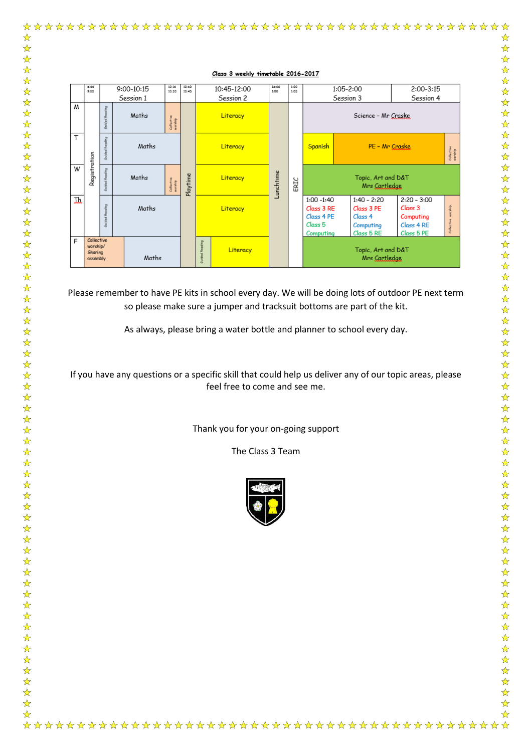**Class 3 weekly timetable 2016-2017**

| | 8:55 9:00 | | 9:00-10:15 Session 1 | 10:15 10:30 | 10:30 10:45 | 10:45-12:00 Session 2 | 12:00 1:00 | 1:00 1:05 | 1:05-2:00 Session 3 | 2:00-3:15 Session 4 |
|---|---|---|---|---|---|---|---|---|---|---|
| M | Registration | Guided Reading | Maths | Collective worship | Playtime | Literacy | Lunchtime | ERIC | Science – Mr Craske | |
| T | Registration | Guided Reading | Maths | | Playtime | Literacy | Lunchtime | ERIC | Spanish / PE – Mr Craske | Collective worship |
| W | Registration | Guided Reading | Maths | Collective worship | Playtime | Literacy | Lunchtime | ERIC | Topic, Art and D&T Mrs Cartledge | |
| Th | Registration | Guided Reading | Maths | | Playtime | Literacy | Lunchtime | ERIC | 1:00 -1:40 Class 3 RE, Class 4 PE, Class 5 Computing / 1:40 – 2:20 Class 3 PE, Class 4 Computing, Class 5 RE | 2:20 – 3:00 Class 3 Computing, Class 4 RE, Class 5 PE / Collective worship |
| F | Collective worship/ Sharing assembly | | Maths | | Guided Reading | Literacy | Lunchtime | ERIC | Topic, Art and D&T Mrs Cartledge | |

Please remember to have PE kits in school every day. We will be doing lots of outdoor PE next term so please make sure a jumper and tracksuit bottoms are part of the kit.

As always, please bring a water bottle and planner to school every day.

If you have any questions or a specific skill that could help us deliver any of our topic areas, please feel free to come and see me.

Thank you for your on-going support

The Class 3 Team